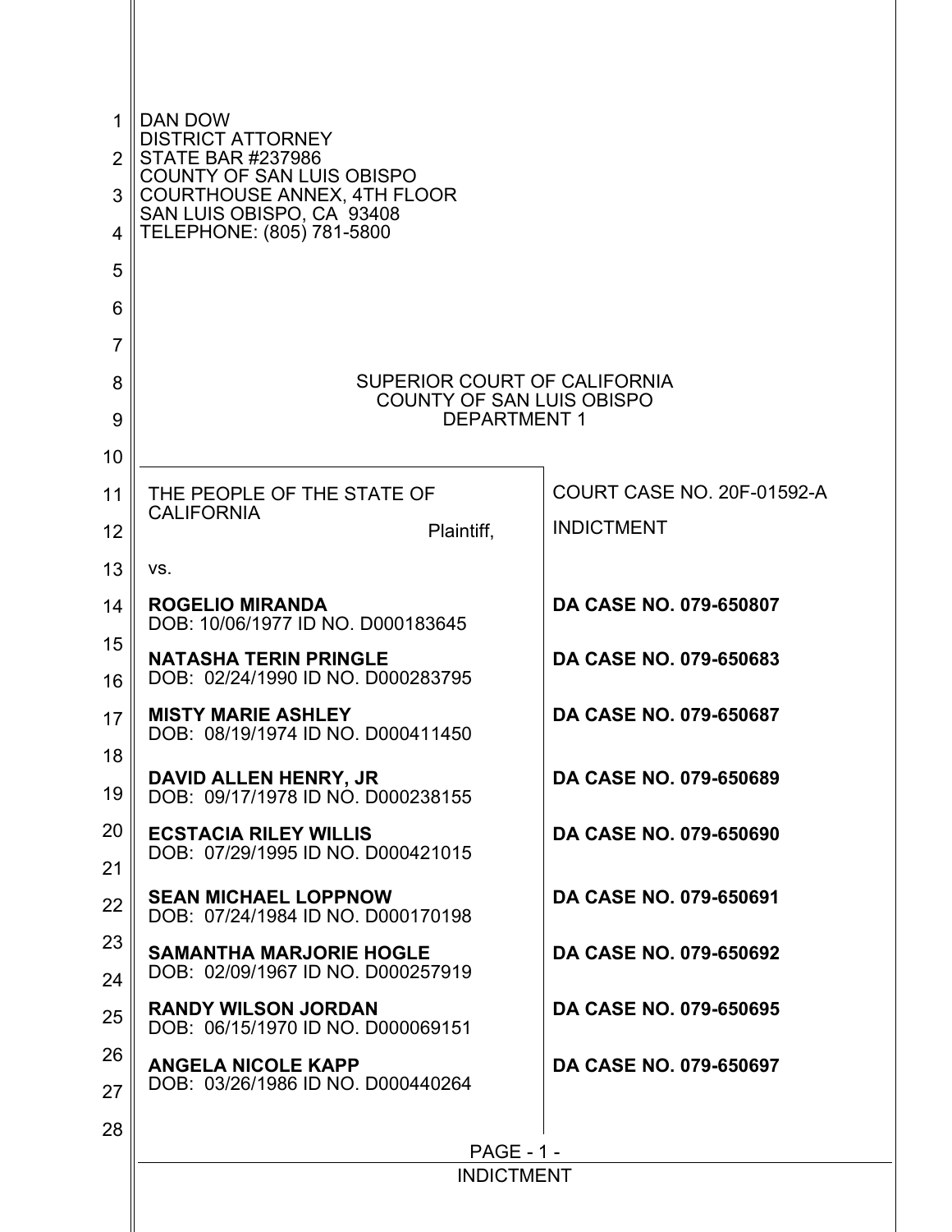DAN DOW
DISTRICT ATTORNEY
STATE BAR #237986
COUNTY OF SAN LUIS OBISPO
COURTHOUSE ANNEX, 4TH FLOOR
SAN LUIS OBISPO, CA 93408
TELEPHONE: (805) 781-5800

SUPERIOR COURT OF CALIFORNIA
COUNTY OF SAN LUIS OBISPO
DEPARTMENT 1

| | |
|---|---|
| THE PEOPLE OF THE STATE OF CALIFORNIA<br>Plaintiff, | COURT CASE NO. 20F-01592-A<br><br>INDICTMENT |
| vs. | |
| **ROGELIO MIRANDA**<br>DOB: 10/06/1977 ID NO. D000183645 | **DA CASE NO. 079-650807** |
| **NATASHA TERIN PRINGLE**<br>DOB: 02/24/1990 ID NO. D000283795 | **DA CASE NO. 079-650683** |
| **MISTY MARIE ASHLEY**<br>DOB: 08/19/1974 ID NO. D000411450 | **DA CASE NO. 079-650687** |
| **DAVID ALLEN HENRY, JR**<br>DOB: 09/17/1978 ID NO. D000238155 | **DA CASE NO. 079-650689** |
| **ECSTACIA RILEY WILLIS**<br>DOB: 07/29/1995 ID NO. D000421015 | **DA CASE NO. 079-650690** |
| **SEAN MICHAEL LOPPNOW**<br>DOB: 07/24/1984 ID NO. D000170198 | **DA CASE NO. 079-650691** |
| **SAMANTHA MARJORIE HOGLE**<br>DOB: 02/09/1967 ID NO. D000257919 | **DA CASE NO. 079-650692** |
| **RANDY WILSON JORDAN**<br>DOB: 06/15/1970 ID NO. D000069151 | **DA CASE NO. 079-650695** |
| **ANGELA NICOLE KAPP**<br>DOB: 03/26/1986 ID NO. D000440264 | **DA CASE NO. 079-650697** |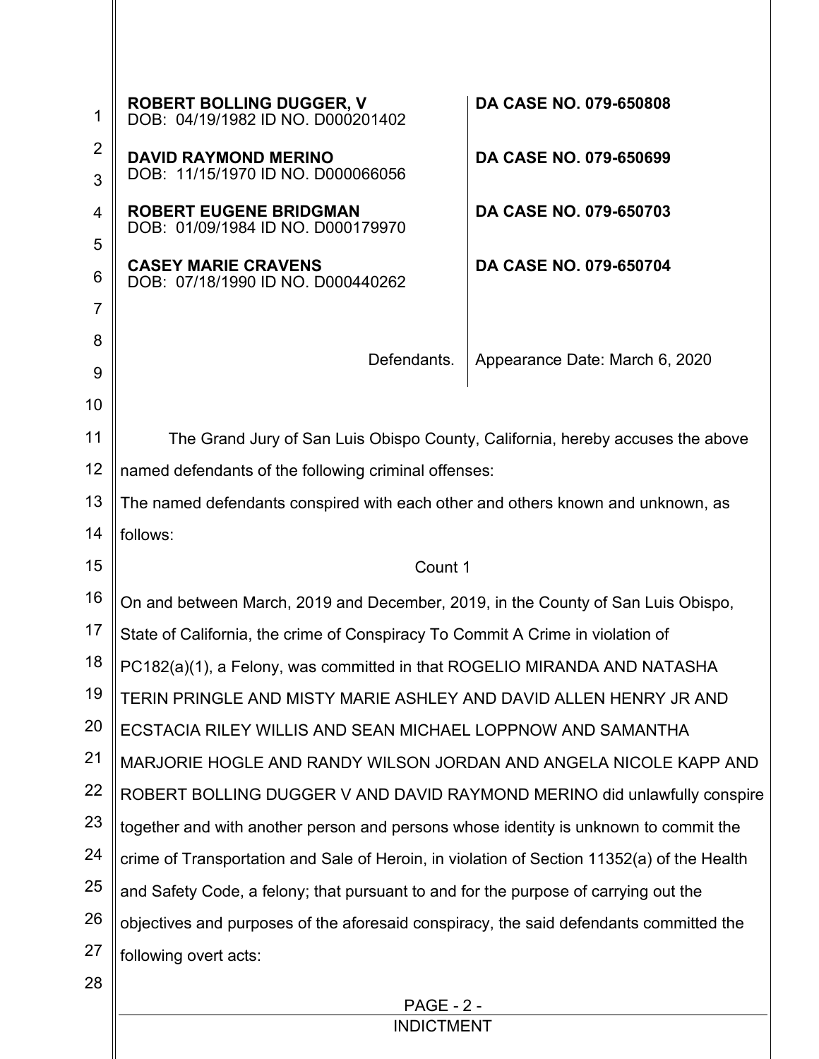| | |
|---|---|
| **ROBERT BOLLING DUGGER, V**<br>DOB: 04/19/1982 ID NO. D000201402 | **DA CASE NO. 079-650808** |
| **DAVID RAYMOND MERINO**<br>DOB: 11/15/1970 ID NO. D000066056 | **DA CASE NO. 079-650699** |
| **ROBERT EUGENE BRIDGMAN**<br>DOB: 01/09/1984 ID NO. D000179970 | **DA CASE NO. 079-650703** |
| **CASEY MARIE CRAVENS**<br>DOB: 07/18/1990 ID NO. D000440262 | **DA CASE NO. 079-650704** |
| Defendants. | Appearance Date: March 6, 2020 |

The Grand Jury of San Luis Obispo County, California, hereby accuses the above named defendants of the following criminal offenses:

The named defendants conspired with each other and others known and unknown, as follows:

Count 1

On and between March, 2019 and December, 2019, in the County of San Luis Obispo, State of California, the crime of Conspiracy To Commit A Crime in violation of PC182(a)(1), a Felony, was committed in that ROGELIO MIRANDA AND NATASHA TERIN PRINGLE AND MISTY MARIE ASHLEY AND DAVID ALLEN HENRY JR AND ECSTACIA RILEY WILLIS AND SEAN MICHAEL LOPPNOW AND SAMANTHA MARJORIE HOGLE AND RANDY WILSON JORDAN AND ANGELA NICOLE KAPP AND ROBERT BOLLING DUGGER V AND DAVID RAYMOND MERINO did unlawfully conspire together and with another person and persons whose identity is unknown to commit the crime of Transportation and Sale of Heroin, in violation of Section 11352(a) of the Health and Safety Code, a felony; that pursuant to and for the purpose of carrying out the objectives and purposes of the aforesaid conspiracy, the said defendants committed the following overt acts:

INDICTMENT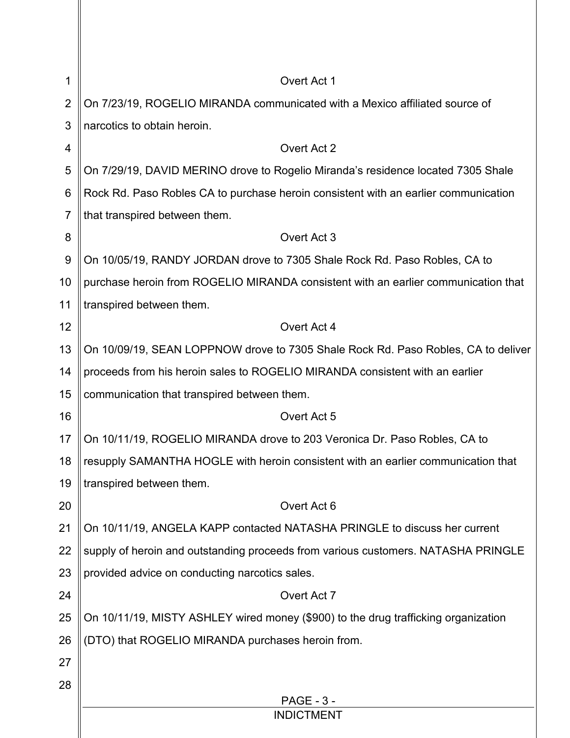### Overt Act 1

On 7/23/19, ROGELIO MIRANDA communicated with a Mexico affiliated source of narcotics to obtain heroin.

### Overt Act 2

On 7/29/19, DAVID MERINO drove to Rogelio Miranda's residence located 7305 Shale Rock Rd. Paso Robles CA to purchase heroin consistent with an earlier communication that transpired between them.

### Overt Act 3

On 10/05/19, RANDY JORDAN drove to 7305 Shale Rock Rd. Paso Robles, CA to purchase heroin from ROGELIO MIRANDA consistent with an earlier communication that transpired between them.

### Overt Act 4

On 10/09/19, SEAN LOPPNOW drove to 7305 Shale Rock Rd. Paso Robles, CA to deliver proceeds from his heroin sales to ROGELIO MIRANDA consistent with an earlier communication that transpired between them.

### Overt Act 5

On 10/11/19, ROGELIO MIRANDA drove to 203 Veronica Dr. Paso Robles, CA to resupply SAMANTHA HOGLE with heroin consistent with an earlier communication that transpired between them.

### Overt Act 6

On 10/11/19, ANGELA KAPP contacted NATASHA PRINGLE to discuss her current supply of heroin and outstanding proceeds from various customers. NATASHA PRINGLE provided advice on conducting narcotics sales.

### Overt Act 7

On 10/11/19, MISTY ASHLEY wired money ($900) to the drug trafficking organization (DTO) that ROGELIO MIRANDA purchases heroin from.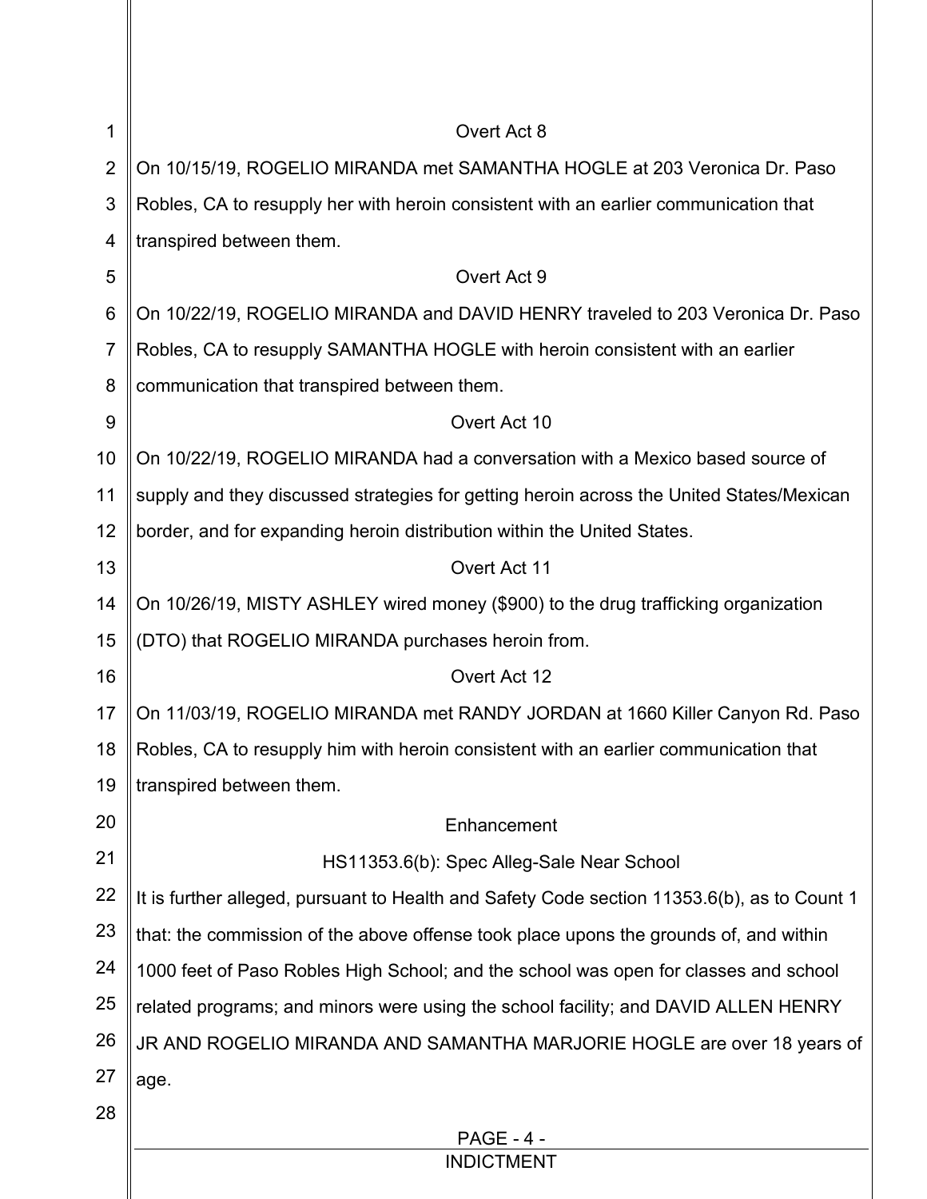Overt Act 8

On 10/15/19, ROGELIO MIRANDA met SAMANTHA HOGLE at 203 Veronica Dr. Paso Robles, CA to resupply her with heroin consistent with an earlier communication that transpired between them.

Overt Act 9

On 10/22/19, ROGELIO MIRANDA and DAVID HENRY traveled to 203 Veronica Dr. Paso Robles, CA to resupply SAMANTHA HOGLE with heroin consistent with an earlier communication that transpired between them.

Overt Act 10

On 10/22/19, ROGELIO MIRANDA had a conversation with a Mexico based source of supply and they discussed strategies for getting heroin across the United States/Mexican border, and for expanding heroin distribution within the United States.

Overt Act 11

On 10/26/19, MISTY ASHLEY wired money ($900) to the drug trafficking organization (DTO) that ROGELIO MIRANDA purchases heroin from.

Overt Act 12

On 11/03/19, ROGELIO MIRANDA met RANDY JORDAN at 1660 Killer Canyon Rd. Paso Robles, CA to resupply him with heroin consistent with an earlier communication that transpired between them.

Enhancement

HS11353.6(b): Spec Alleg-Sale Near School

It is further alleged, pursuant to Health and Safety Code section 11353.6(b), as to Count 1 that: the commission of the above offense took place upons the grounds of, and within 1000 feet of Paso Robles High School; and the school was open for classes and school related programs; and minors were using the school facility; and DAVID ALLEN HENRY JR AND ROGELIO MIRANDA AND SAMANTHA MARJORIE HOGLE are over 18 years of age.

INDICTMENT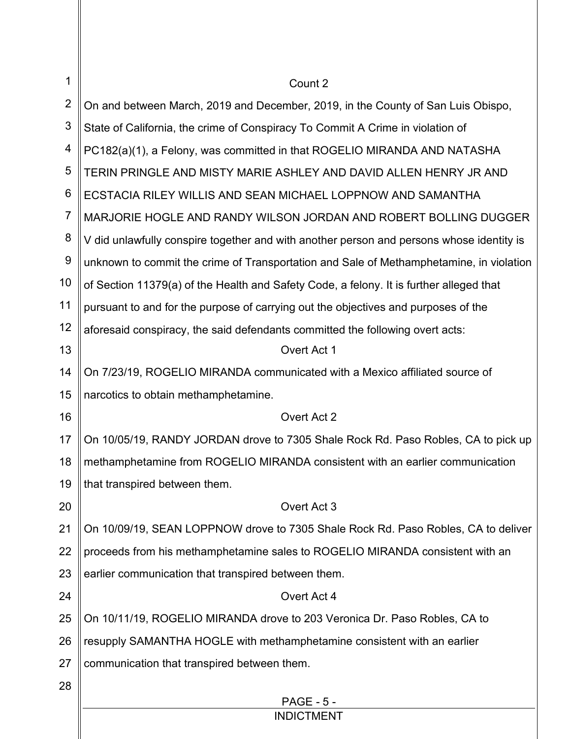## Count 2

On and between March, 2019 and December, 2019, in the County of San Luis Obispo, State of California, the crime of Conspiracy To Commit A Crime in violation of PC182(a)(1), a Felony, was committed in that ROGELIO MIRANDA AND NATASHA TERIN PRINGLE AND MISTY MARIE ASHLEY AND DAVID ALLEN HENRY JR AND ECSTACIA RILEY WILLIS AND SEAN MICHAEL LOPPNOW AND SAMANTHA MARJORIE HOGLE AND RANDY WILSON JORDAN AND ROBERT BOLLING DUGGER V did unlawfully conspire together and with another person and persons whose identity is unknown to commit the crime of Transportation and Sale of Methamphetamine, in violation of Section 11379(a) of the Health and Safety Code, a felony. It is further alleged that pursuant to and for the purpose of carrying out the objectives and purposes of the aforesaid conspiracy, the said defendants committed the following overt acts:

### Overt Act 1

On 7/23/19, ROGELIO MIRANDA communicated with a Mexico affiliated source of narcotics to obtain methamphetamine.

### Overt Act 2

On 10/05/19, RANDY JORDAN drove to 7305 Shale Rock Rd. Paso Robles, CA to pick up methamphetamine from ROGELIO MIRANDA consistent with an earlier communication that transpired between them.

### Overt Act 3

On 10/09/19, SEAN LOPPNOW drove to 7305 Shale Rock Rd. Paso Robles, CA to deliver proceeds from his methamphetamine sales to ROGELIO MIRANDA consistent with an earlier communication that transpired between them.

### Overt Act 4

On 10/11/19, ROGELIO MIRANDA drove to 203 Veronica Dr. Paso Robles, CA to resupply SAMANTHA HOGLE with methamphetamine consistent with an earlier communication that transpired between them.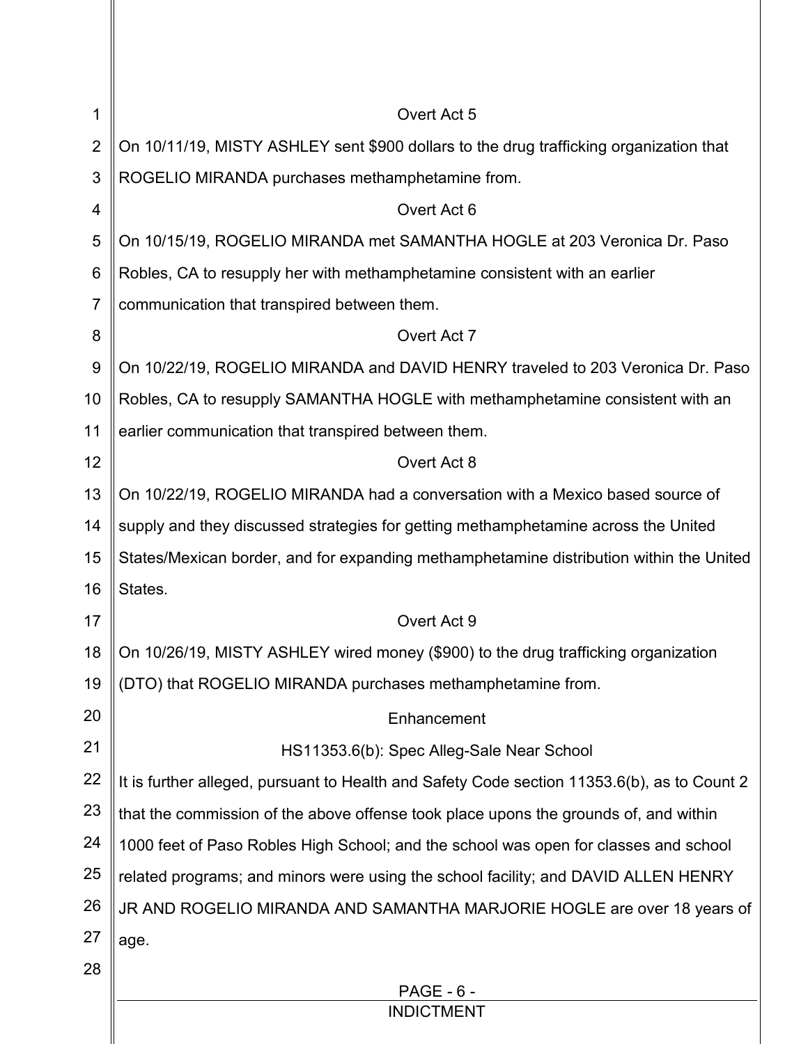Overt Act 5

On 10/11/19, MISTY ASHLEY sent $900 dollars to the drug trafficking organization that ROGELIO MIRANDA purchases methamphetamine from.

Overt Act 6

On 10/15/19, ROGELIO MIRANDA met SAMANTHA HOGLE at 203 Veronica Dr. Paso Robles, CA to resupply her with methamphetamine consistent with an earlier communication that transpired between them.

Overt Act 7

On 10/22/19, ROGELIO MIRANDA and DAVID HENRY traveled to 203 Veronica Dr. Paso Robles, CA to resupply SAMANTHA HOGLE with methamphetamine consistent with an earlier communication that transpired between them.

Overt Act 8

On 10/22/19, ROGELIO MIRANDA had a conversation with a Mexico based source of supply and they discussed strategies for getting methamphetamine across the United States/Mexican border, and for expanding methamphetamine distribution within the United States.

Overt Act 9

On 10/26/19, MISTY ASHLEY wired money ($900) to the drug trafficking organization (DTO) that ROGELIO MIRANDA purchases methamphetamine from.

Enhancement

HS11353.6(b): Spec Alleg-Sale Near School

It is further alleged, pursuant to Health and Safety Code section 11353.6(b), as to Count 2 that the commission of the above offense took place upons the grounds of, and within 1000 feet of Paso Robles High School; and the school was open for classes and school related programs; and minors were using the school facility; and DAVID ALLEN HENRY JR AND ROGELIO MIRANDA AND SAMANTHA MARJORIE HOGLE are over 18 years of age.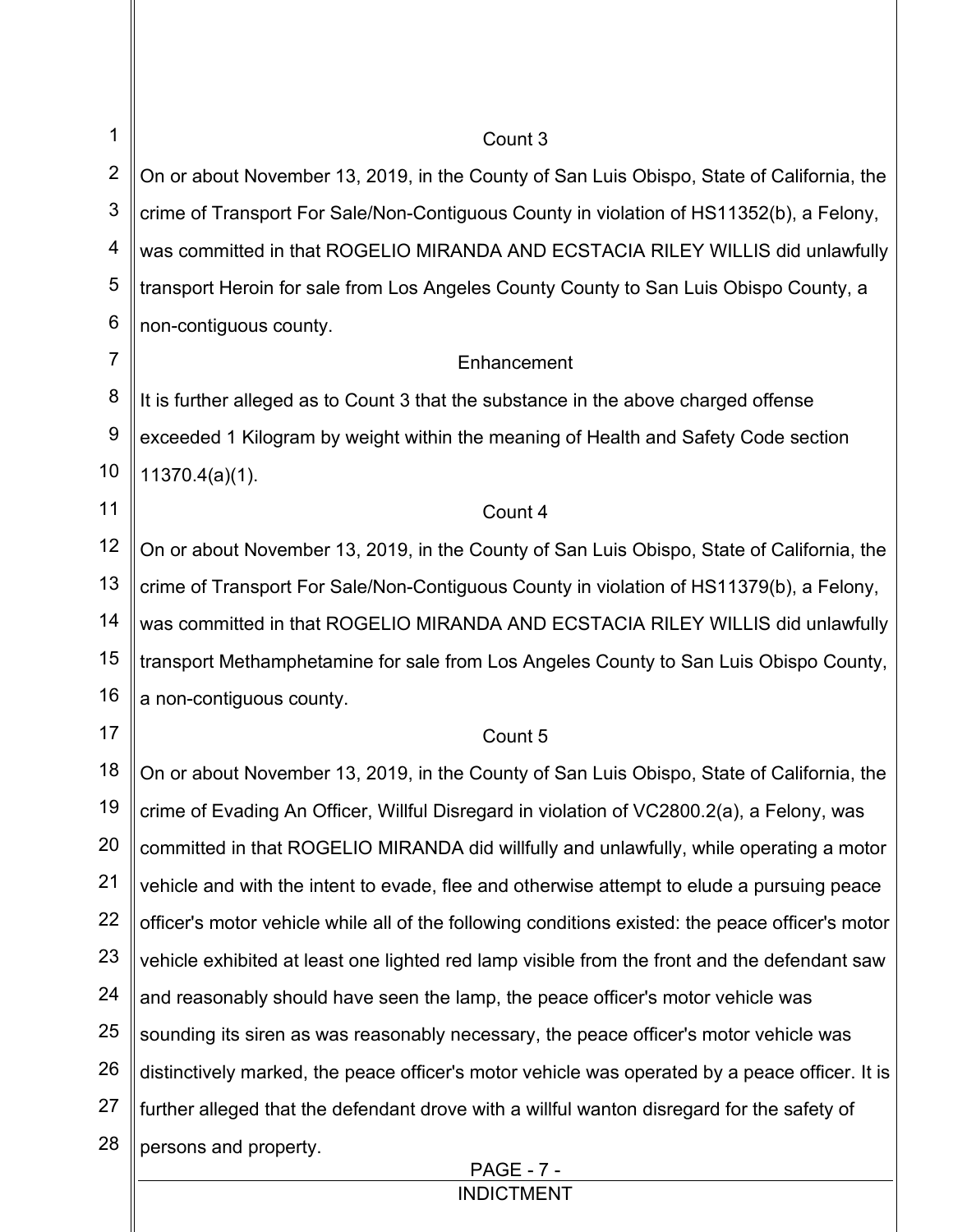### Count 3

On or about November 13, 2019, in the County of San Luis Obispo, State of California, the crime of Transport For Sale/Non-Contiguous County in violation of HS11352(b), a Felony, was committed in that ROGELIO MIRANDA AND ECSTACIA RILEY WILLIS did unlawfully transport Heroin for sale from Los Angeles County County to San Luis Obispo County, a non-contiguous county.

### Enhancement

It is further alleged as to Count 3 that the substance in the above charged offense exceeded 1 Kilogram by weight within the meaning of Health and Safety Code section 11370.4(a)(1).

### Count 4

On or about November 13, 2019, in the County of San Luis Obispo, State of California, the crime of Transport For Sale/Non-Contiguous County in violation of HS11379(b), a Felony, was committed in that ROGELIO MIRANDA AND ECSTACIA RILEY WILLIS did unlawfully transport Methamphetamine for sale from Los Angeles County to San Luis Obispo County, a non-contiguous county.

### Count 5

On or about November 13, 2019, in the County of San Luis Obispo, State of California, the crime of Evading An Officer, Willful Disregard in violation of VC2800.2(a), a Felony, was committed in that ROGELIO MIRANDA did willfully and unlawfully, while operating a motor vehicle and with the intent to evade, flee and otherwise attempt to elude a pursuing peace officer's motor vehicle while all of the following conditions existed: the peace officer's motor vehicle exhibited at least one lighted red lamp visible from the front and the defendant saw and reasonably should have seen the lamp, the peace officer's motor vehicle was sounding its siren as was reasonably necessary, the peace officer's motor vehicle was distinctively marked, the peace officer's motor vehicle was operated by a peace officer. It is further alleged that the defendant drove with a willful wanton disregard for the safety of persons and property.

INDICTMENT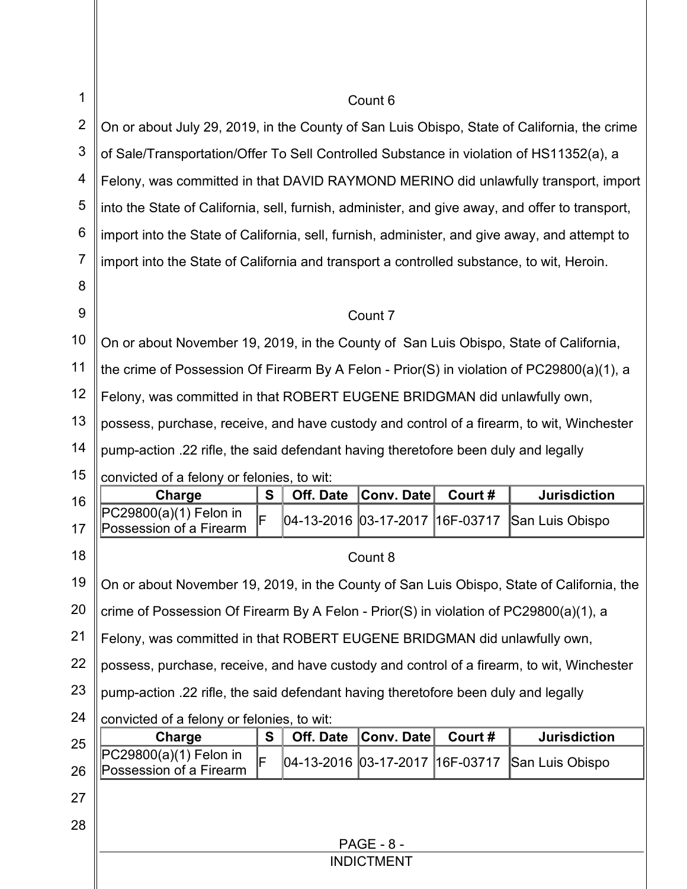Count 6

On or about July 29, 2019, in the County of San Luis Obispo, State of California, the crime of Sale/Transportation/Offer To Sell Controlled Substance in violation of HS11352(a), a Felony, was committed in that DAVID RAYMOND MERINO did unlawfully transport, import into the State of California, sell, furnish, administer, and give away, and offer to transport, import into the State of California, sell, furnish, administer, and give away, and attempt to import into the State of California and transport a controlled substance, to wit, Heroin.

Count 7

On or about November 19, 2019, in the County of San Luis Obispo, State of California, the crime of Possession Of Firearm By A Felon - Prior(S) in violation of PC29800(a)(1), a Felony, was committed in that ROBERT EUGENE BRIDGMAN did unlawfully own, possess, purchase, receive, and have custody and control of a firearm, to wit, Winchester pump-action .22 rifle, the said defendant having theretofore been duly and legally convicted of a felony or felonies, to wit:

| Charge | S | Off. Date | Conv. Date | Court # | Jurisdiction |
|---|---|---|---|---|---|
| PC29800(a)(1) Felon in Possession of a Firearm | F | 04-13-2016 | 03-17-2017 | 16F-03717 | San Luis Obispo |

Count 8

On or about November 19, 2019, in the County of San Luis Obispo, State of California, the crime of Possession Of Firearm By A Felon - Prior(S) in violation of PC29800(a)(1), a Felony, was committed in that ROBERT EUGENE BRIDGMAN did unlawfully own, possess, purchase, receive, and have custody and control of a firearm, to wit, Winchester pump-action .22 rifle, the said defendant having theretofore been duly and legally convicted of a felony or felonies, to wit:

| Charge | S | Off. Date | Conv. Date | Court # | Jurisdiction |
|---|---|---|---|---|---|
| PC29800(a)(1) Felon in Possession of a Firearm | F | 04-13-2016 | 03-17-2017 | 16F-03717 | San Luis Obispo |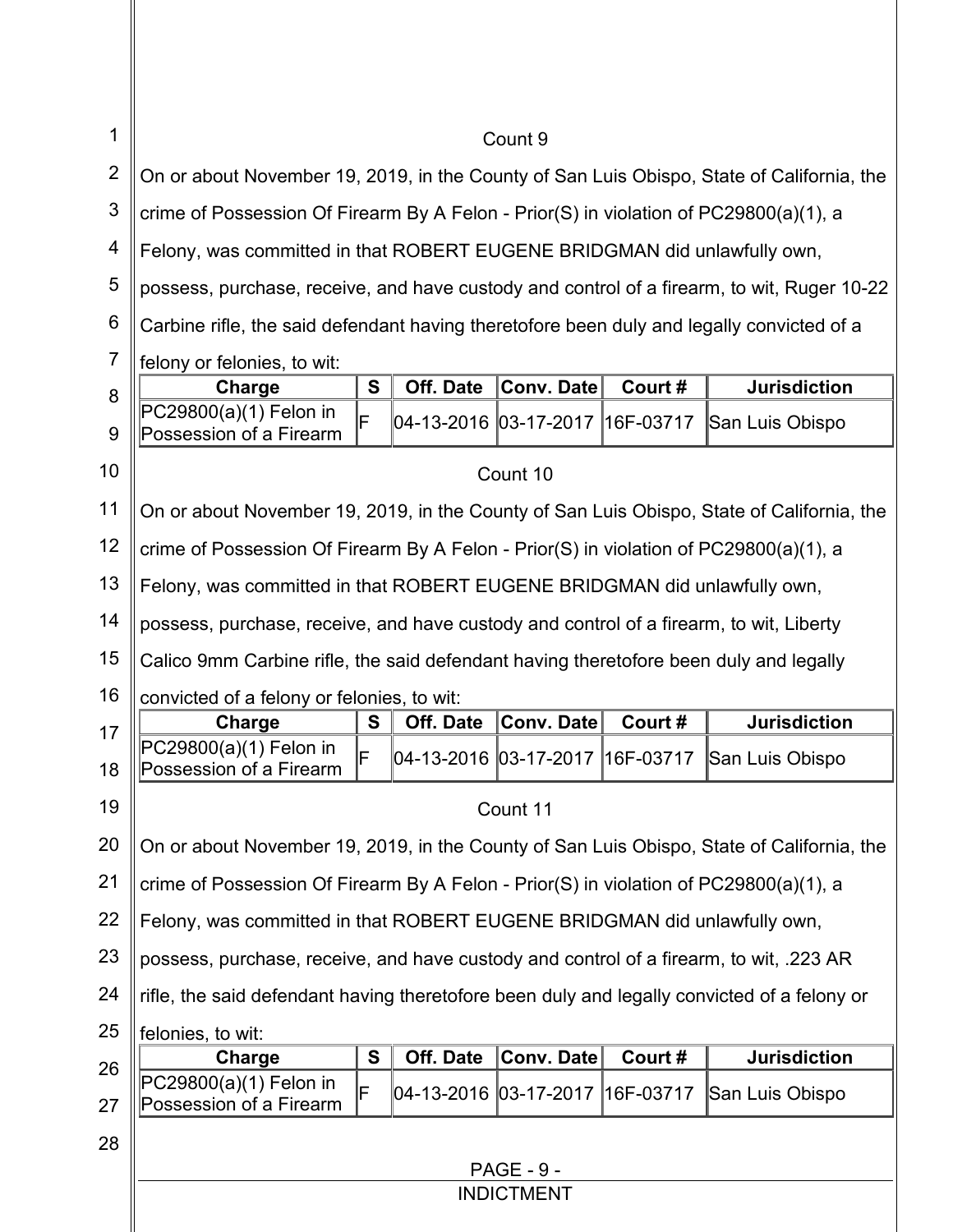Count 9

On or about November 19, 2019, in the County of San Luis Obispo, State of California, the crime of Possession Of Firearm By A Felon - Prior(S) in violation of PC29800(a)(1), a Felony, was committed in that ROBERT EUGENE BRIDGMAN did unlawfully own, possess, purchase, receive, and have custody and control of a firearm, to wit, Ruger 10-22 Carbine rifle, the said defendant having theretofore been duly and legally convicted of a felony or felonies, to wit:

| Charge | S | Off. Date | Conv. Date | Court # | Jurisdiction |
|---|---|---|---|---|---|
| PC29800(a)(1) Felon in Possession of a Firearm | F | 04-13-2016 | 03-17-2017 | 16F-03717 | San Luis Obispo |

Count 10

On or about November 19, 2019, in the County of San Luis Obispo, State of California, the crime of Possession Of Firearm By A Felon - Prior(S) in violation of PC29800(a)(1), a Felony, was committed in that ROBERT EUGENE BRIDGMAN did unlawfully own, possess, purchase, receive, and have custody and control of a firearm, to wit, Liberty Calico 9mm Carbine rifle, the said defendant having theretofore been duly and legally convicted of a felony or felonies, to wit:

| Charge | S | Off. Date | Conv. Date | Court # | Jurisdiction |
|---|---|---|---|---|---|
| PC29800(a)(1) Felon in Possession of a Firearm | F | 04-13-2016 | 03-17-2017 | 16F-03717 | San Luis Obispo |

Count 11

On or about November 19, 2019, in the County of San Luis Obispo, State of California, the crime of Possession Of Firearm By A Felon - Prior(S) in violation of PC29800(a)(1), a Felony, was committed in that ROBERT EUGENE BRIDGMAN did unlawfully own, possess, purchase, receive, and have custody and control of a firearm, to wit, .223 AR rifle, the said defendant having theretofore been duly and legally convicted of a felony or felonies, to wit:

| Charge | S | Off. Date | Conv. Date | Court # | Jurisdiction |
|---|---|---|---|---|---|
| PC29800(a)(1) Felon in Possession of a Firearm | F | 04-13-2016 | 03-17-2017 | 16F-03717 | San Luis Obispo |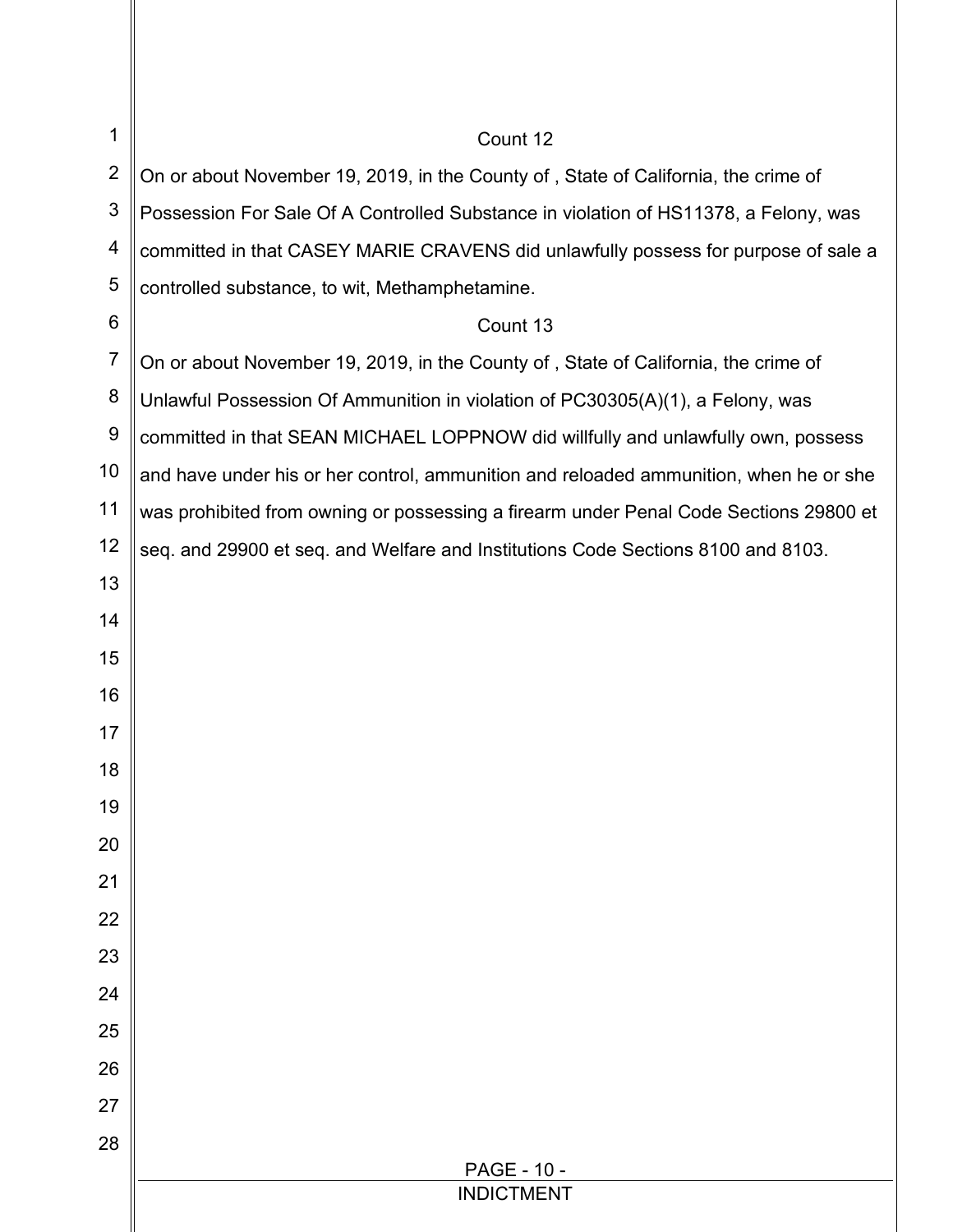Count 12

On or about November 19, 2019, in the County of , State of California, the crime of Possession For Sale Of A Controlled Substance in violation of HS11378, a Felony, was committed in that CASEY MARIE CRAVENS did unlawfully possess for purpose of sale a controlled substance, to wit, Methamphetamine.

Count 13

On or about November 19, 2019, in the County of , State of California, the crime of Unlawful Possession Of Ammunition in violation of PC30305(A)(1), a Felony, was committed in that SEAN MICHAEL LOPPNOW did willfully and unlawfully own, possess and have under his or her control, ammunition and reloaded ammunition, when he or she was prohibited from owning or possessing a firearm under Penal Code Sections 29800 et seq. and 29900 et seq. and Welfare and Institutions Code Sections 8100 and 8103.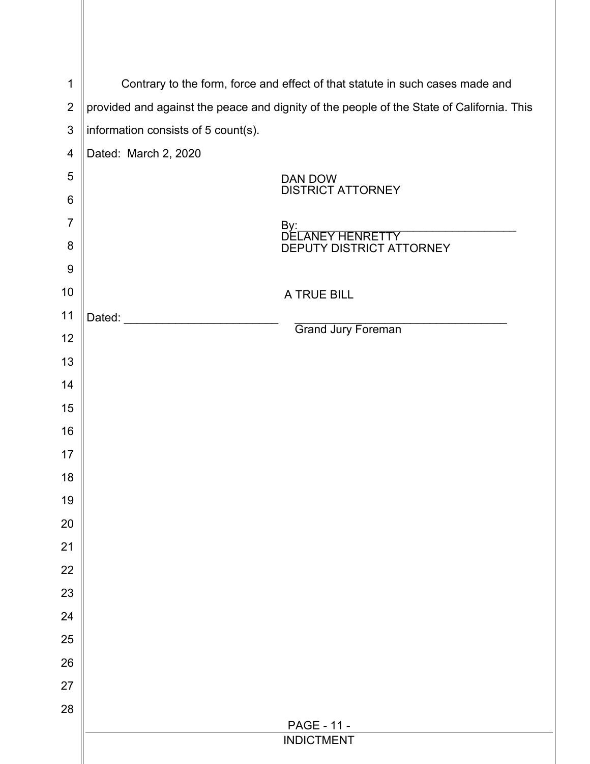Contrary to the form, force and effect of that statute in such cases made and provided and against the peace and dignity of the people of the State of California. This information consists of 5 count(s).

Dated: March 2, 2020

DAN DOW
DISTRICT ATTORNEY

By:___________________________________
DELANEY HENRETTY
DEPUTY DISTRICT ATTORNEY

A TRUE BILL

Dated: ________________________ ________________________________
Grand Jury Foreman

INDICTMENT